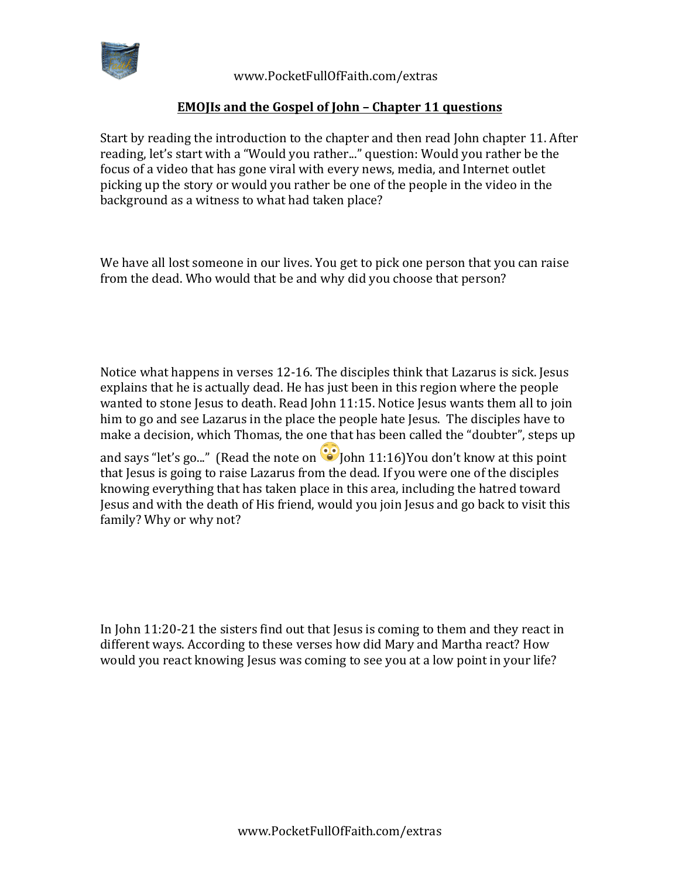**EMOJIs and the Gospel of John – Chapter 11 questions**

Start by reading the introduction to the chapter and then read John chapter 11. After reading, let's start with a "Would you rather..." question: Would you rather be the focus of a video that has gone viral with every news, media, and Internet outlet picking up the story or would you rather be one of the people in the video in the background as a witness to what had taken place?

We have all lost someone in our lives. You get to pick one person that you can raise from the dead. Who would that be and why did you choose that person?

Notice what happens in verses 12-16. The disciples think that Lazarus is sick. Jesus explains that he is actually dead. He has just been in this region where the people wanted to stone Jesus to death. Read John 11:15. Notice Jesus wants them all to join him to go and see Lazarus in the place the people hate Jesus. The disciples have to make a decision, which Thomas, the one that has been called the "doubter", steps up and says "let's go..." (Read the note on 😳John 11:16)You don't know at this point that Jesus is going to raise Lazarus from the dead. If you were one of the disciples knowing everything that has taken place in this area, including the hatred toward Jesus and with the death of His friend, would you join Jesus and go back to visit this family? Why or why not?

In John 11:20-21 the sisters find out that Jesus is coming to them and they react in different ways. According to these verses how did Mary and Martha react? How would you react knowing Jesus was coming to see you at a low point in your life?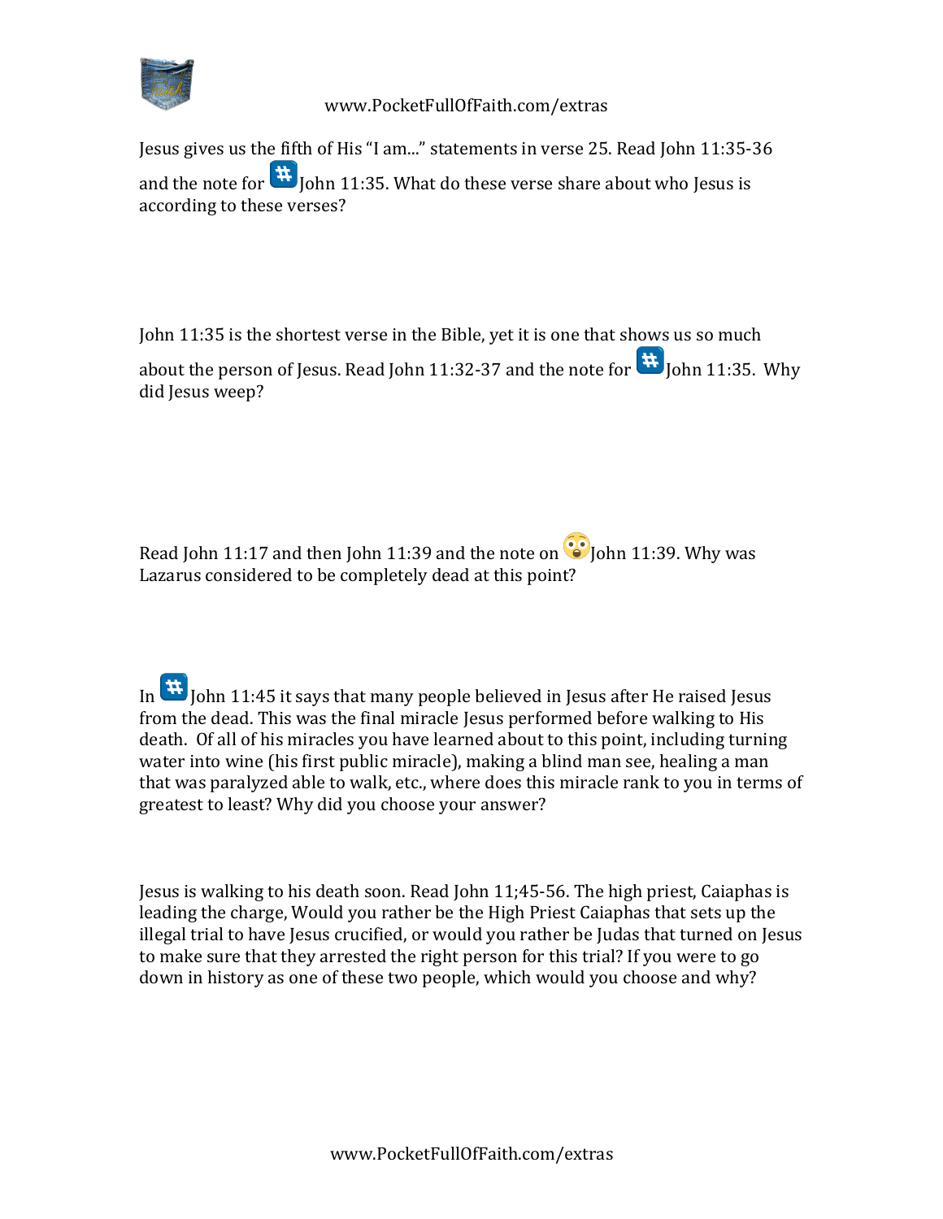Jesus gives us the fifth of His "I am..." statements in verse 25. Read John 11:35-36 and the note for #️⃣ John 11:35. What do these verse share about who Jesus is according to these verses?

John 11:35 is the shortest verse in the Bible, yet it is one that shows us so much about the person of Jesus. Read John 11:32-37 and the note for #️⃣ John 11:35. Why did Jesus weep?

Read John 11:17 and then John 11:39 and the note on 😳 John 11:39. Why was Lazarus considered to be completely dead at this point?

In #️⃣ John 11:45 it says that many people believed in Jesus after He raised Jesus from the dead. This was the final miracle Jesus performed before walking to His death. Of all of his miracles you have learned about to this point, including turning water into wine (his first public miracle), making a blind man see, healing a man that was paralyzed able to walk, etc., where does this miracle rank to you in terms of greatest to least? Why did you choose your answer?

Jesus is walking to his death soon. Read John 11;45-56. The high priest, Caiaphas is leading the charge, Would you rather be the High Priest Caiaphas that sets up the illegal trial to have Jesus crucified, or would you rather be Judas that turned on Jesus to make sure that they arrested the right person for this trial? If you were to go down in history as one of these two people, which would you choose and why?